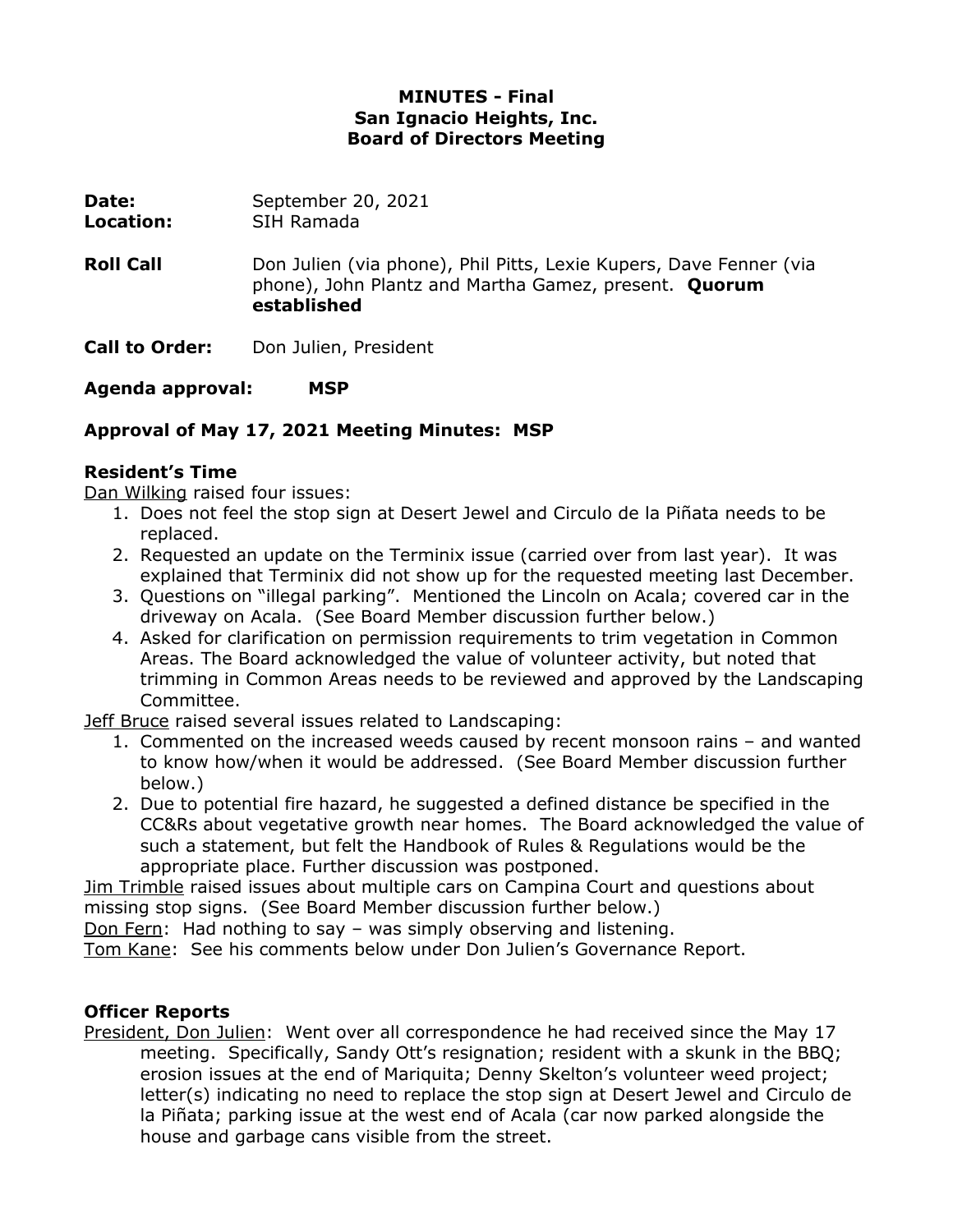**MINUTES - Final**
**San Ignacio Heights, Inc.**
**Board of Directors Meeting**

**Date:** September 20, 2021
**Location:** SIH Ramada

**Roll Call** Don Julien (via phone), Phil Pitts, Lexie Kupers, Dave Fenner (via phone), John Plantz and Martha Gamez, present. **Quorum established**

**Call to Order:** Don Julien, President

**Agenda approval: MSP**

**Approval of May 17, 2021 Meeting Minutes: MSP**

**Resident's Time**

Dan Wilking raised four issues:

1. Does not feel the stop sign at Desert Jewel and Circulo de la Piñata needs to be replaced.
2. Requested an update on the Terminix issue (carried over from last year). It was explained that Terminix did not show up for the requested meeting last December.
3. Questions on "illegal parking". Mentioned the Lincoln on Acala; covered car in the driveway on Acala. (See Board Member discussion further below.)
4. Asked for clarification on permission requirements to trim vegetation in Common Areas. The Board acknowledged the value of volunteer activity, but noted that trimming in Common Areas needs to be reviewed and approved by the Landscaping Committee.

Jeff Bruce raised several issues related to Landscaping:

1. Commented on the increased weeds caused by recent monsoon rains – and wanted to know how/when it would be addressed. (See Board Member discussion further below.)
2. Due to potential fire hazard, he suggested a defined distance be specified in the CC&Rs about vegetative growth near homes. The Board acknowledged the value of such a statement, but felt the Handbook of Rules & Regulations would be the appropriate place. Further discussion was postponed.

Jim Trimble raised issues about multiple cars on Campina Court and questions about missing stop signs. (See Board Member discussion further below.)

Don Fern: Had nothing to say – was simply observing and listening.

Tom Kane: See his comments below under Don Julien's Governance Report.

**Officer Reports**

President, Don Julien: Went over all correspondence he had received since the May 17 meeting. Specifically, Sandy Ott's resignation; resident with a skunk in the BBQ; erosion issues at the end of Mariquita; Denny Skelton's volunteer weed project; letter(s) indicating no need to replace the stop sign at Desert Jewel and Circulo de la Piñata; parking issue at the west end of Acala (car now parked alongside the house and garbage cans visible from the street.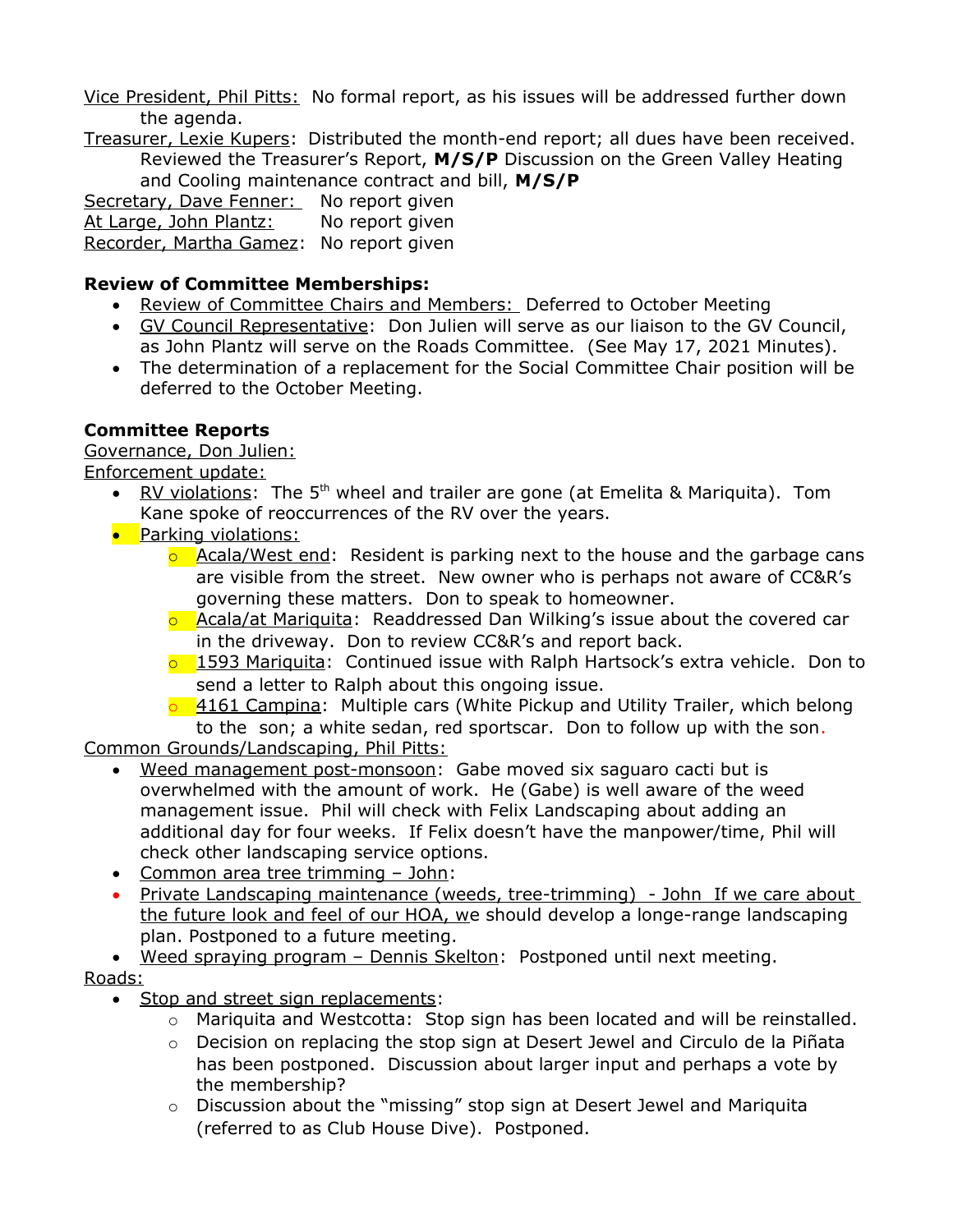Vice President, Phil Pitts: No formal report, as his issues will be addressed further down the agenda.

Treasurer, Lexie Kupers: Distributed the month-end report; all dues have been received. Reviewed the Treasurer's Report, **M/S/P** Discussion on the Green Valley Heating and Cooling maintenance contract and bill, **M/S/P**

Secretary, Dave Fenner: No report given

At Large, John Plantz: No report given

Recorder, Martha Gamez: No report given

**Review of Committee Memberships:**

- Review of Committee Chairs and Members: Deferred to October Meeting
- GV Council Representative: Don Julien will serve as our liaison to the GV Council, as John Plantz will serve on the Roads Committee. (See May 17, 2021 Minutes).
- The determination of a replacement for the Social Committee Chair position will be deferred to the October Meeting.

**Committee Reports**

Governance, Don Julien:

Enforcement update:

- RV violations: The 5th wheel and trailer are gone (at Emelita & Mariquita). Tom Kane spoke of reoccurrences of the RV over the years.
- Parking violations:
  - Acala/West end: Resident is parking next to the house and the garbage cans are visible from the street. New owner who is perhaps not aware of CC&R's governing these matters. Don to speak to homeowner.
  - Acala/at Mariquita: Readdressed Dan Wilking's issue about the covered car in the driveway. Don to review CC&R's and report back.
  - 1593 Mariquita: Continued issue with Ralph Hartsock's extra vehicle. Don to send a letter to Ralph about this ongoing issue.
  - 4161 Campina: Multiple cars (White Pickup and Utility Trailer, which belong to the son; a white sedan, red sportscar. Don to follow up with the son.

Common Grounds/Landscaping, Phil Pitts:

- Weed management post-monsoon: Gabe moved six saguaro cacti but is overwhelmed with the amount of work. He (Gabe) is well aware of the weed management issue. Phil will check with Felix Landscaping about adding an additional day for four weeks. If Felix doesn't have the manpower/time, Phil will check other landscaping service options.
- Common area tree trimming – John:
- Private Landscaping maintenance (weeds, tree-trimming) - John If we care about the future look and feel of our HOA, we should develop a longe-range landscaping plan. Postponed to a future meeting.
- Weed spraying program – Dennis Skelton: Postponed until next meeting.

Roads:

- Stop and street sign replacements:
  - Mariquita and Westcotta: Stop sign has been located and will be reinstalled.
  - Decision on replacing the stop sign at Desert Jewel and Circulo de la Piñata has been postponed. Discussion about larger input and perhaps a vote by the membership?
  - Discussion about the "missing" stop sign at Desert Jewel and Mariquita (referred to as Club House Dive). Postponed.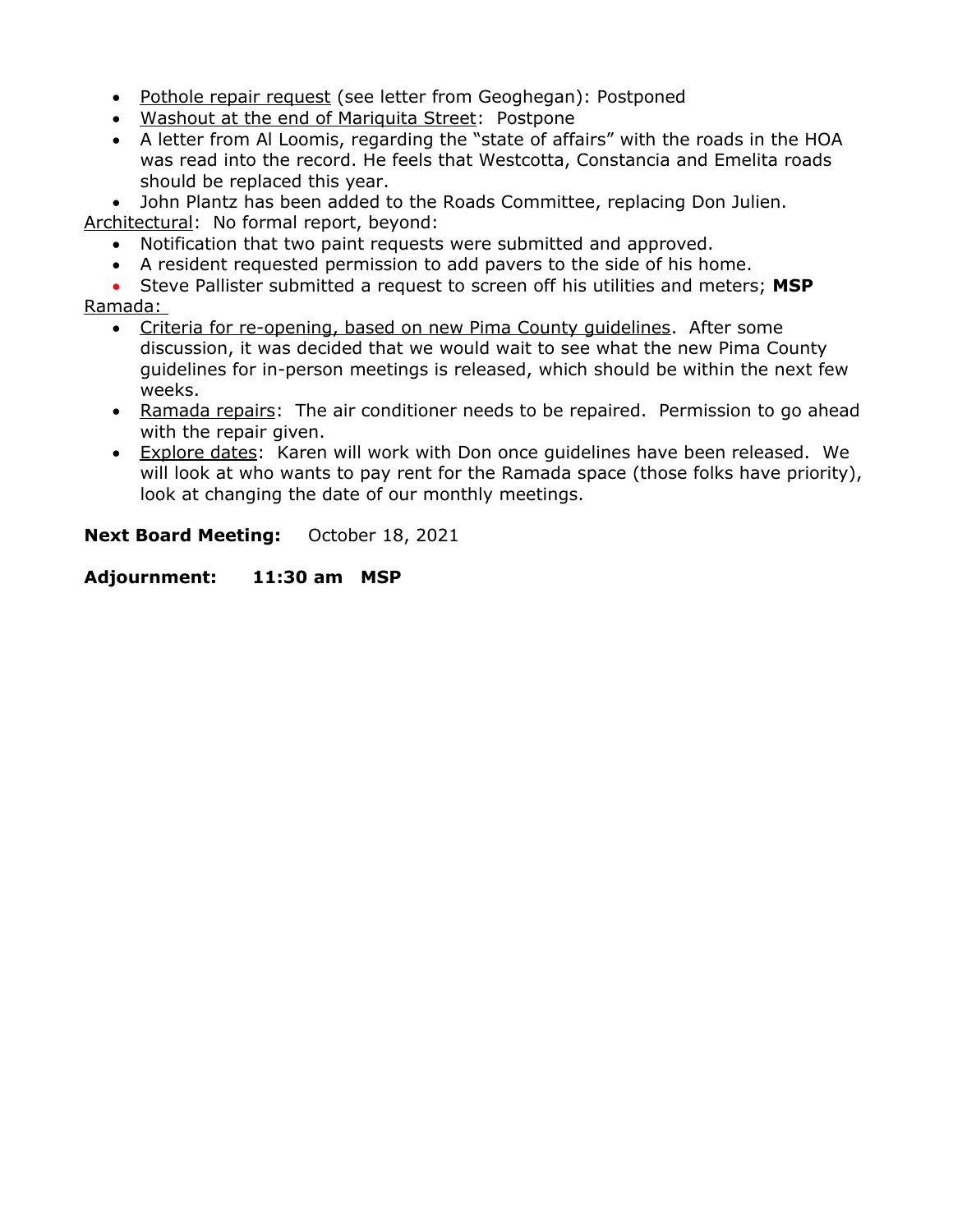- Pothole repair request (see letter from Geoghegan): Postponed
- Washout at the end of Mariquita Street: Postpone
- A letter from Al Loomis, regarding the "state of affairs" with the roads in the HOA was read into the record. He feels that Westcotta, Constancia and Emelita roads should be replaced this year.
- John Plantz has been added to the Roads Committee, replacing Don Julien.

Architectural: No formal report, beyond:

- Notification that two paint requests were submitted and approved.
- A resident requested permission to add pavers to the side of his home.
- Steve Pallister submitted a request to screen off his utilities and meters; **MSP**

Ramada:

- Criteria for re-opening, based on new Pima County guidelines. After some discussion, it was decided that we would wait to see what the new Pima County guidelines for in-person meetings is released, which should be within the next few weeks.
- Ramada repairs: The air conditioner needs to be repaired. Permission to go ahead with the repair given.
- Explore dates: Karen will work with Don once guidelines have been released. We will look at who wants to pay rent for the Ramada space (those folks have priority), look at changing the date of our monthly meetings.

**Next Board Meeting:** October 18, 2021

**Adjournment: 11:30 am MSP**